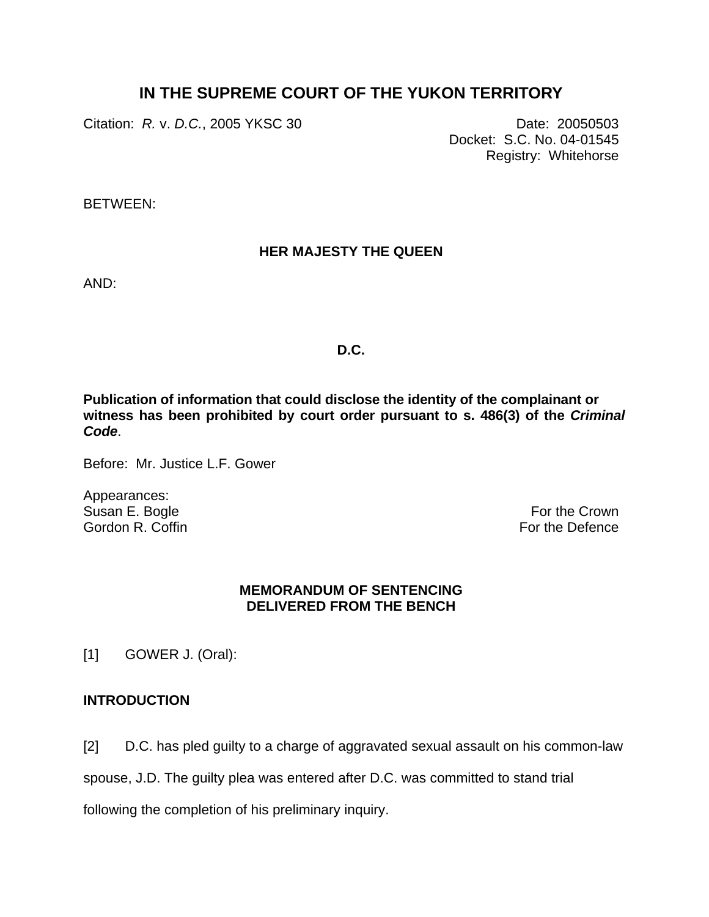# IN THE SUPREME COURT OF THE YUKON TERRITORY

Citation: *R.* v. *D.C.*, 2005 YKSC 30

Date: 20050503
Docket: S.C. No. 04-01545
Registry: Whitehorse

BETWEEN:

**HER MAJESTY THE QUEEN**

AND:

**D.C.**

**Publication of information that could disclose the identity of the complainant or witness has been prohibited by court order pursuant to s. 486(3) of the *Criminal Code*.**

Before: Mr. Justice L.F. Gower

Appearances:
Susan E. Bogle — For the Crown
Gordon R. Coffin — For the Defence

**MEMORANDUM OF SENTENCING**
**DELIVERED FROM THE BENCH**

[1] GOWER J. (Oral):

**INTRODUCTION**

[2] D.C. has pled guilty to a charge of aggravated sexual assault on his common-law spouse, J.D. The guilty plea was entered after D.C. was committed to stand trial following the completion of his preliminary inquiry.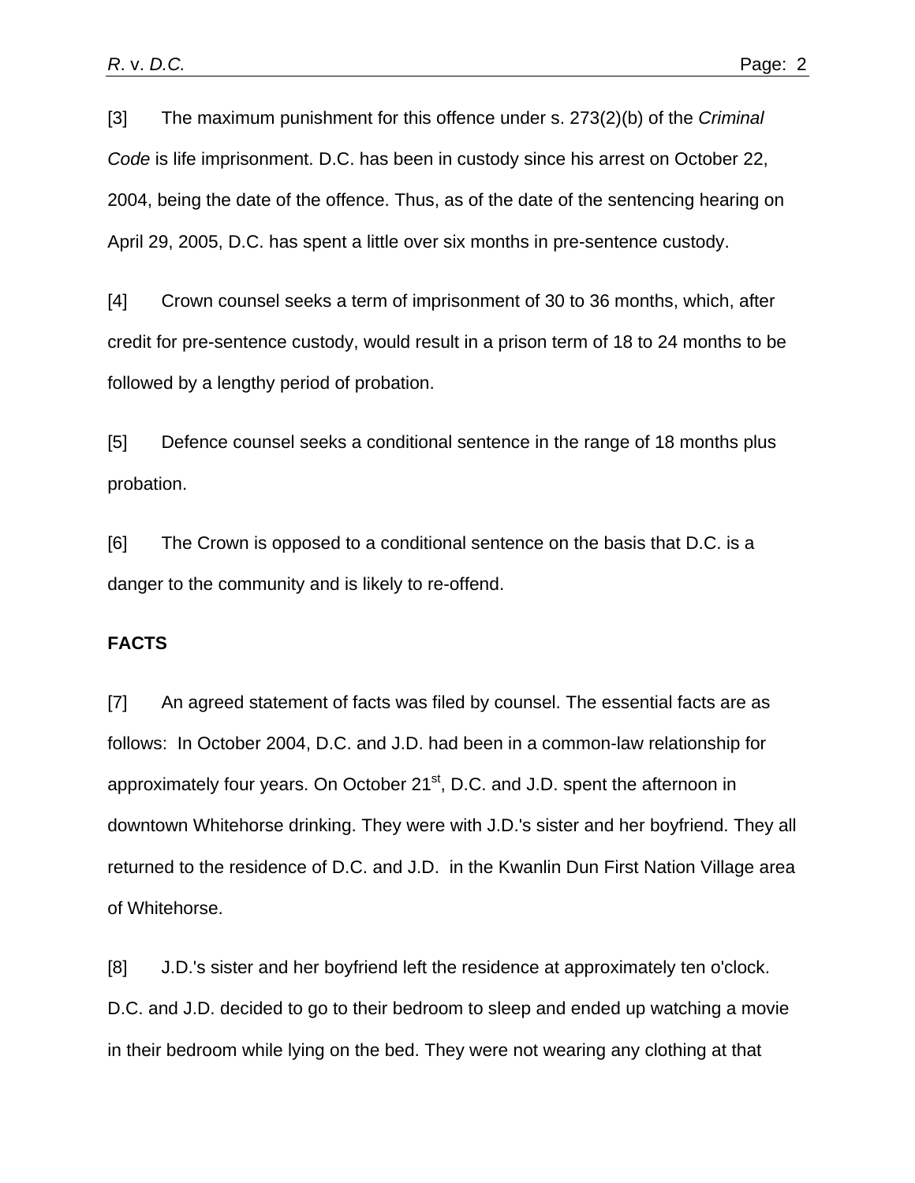[3] The maximum punishment for this offence under s. 273(2)(b) of the *Criminal Code* is life imprisonment. D.C. has been in custody since his arrest on October 22, 2004, being the date of the offence. Thus, as of the date of the sentencing hearing on April 29, 2005, D.C. has spent a little over six months in pre-sentence custody.

[4] Crown counsel seeks a term of imprisonment of 30 to 36 months, which, after credit for pre-sentence custody, would result in a prison term of 18 to 24 months to be followed by a lengthy period of probation.

[5] Defence counsel seeks a conditional sentence in the range of 18 months plus probation.

[6] The Crown is opposed to a conditional sentence on the basis that D.C. is a danger to the community and is likely to re-offend.

**FACTS**

[7] An agreed statement of facts was filed by counsel. The essential facts are as follows: In October 2004, D.C. and J.D. had been in a common-law relationship for approximately four years. On October 21st, D.C. and J.D. spent the afternoon in downtown Whitehorse drinking. They were with J.D.'s sister and her boyfriend. They all returned to the residence of D.C. and J.D. in the Kwanlin Dun First Nation Village area of Whitehorse.

[8] J.D.'s sister and her boyfriend left the residence at approximately ten o'clock. D.C. and J.D. decided to go to their bedroom to sleep and ended up watching a movie in their bedroom while lying on the bed. They were not wearing any clothing at that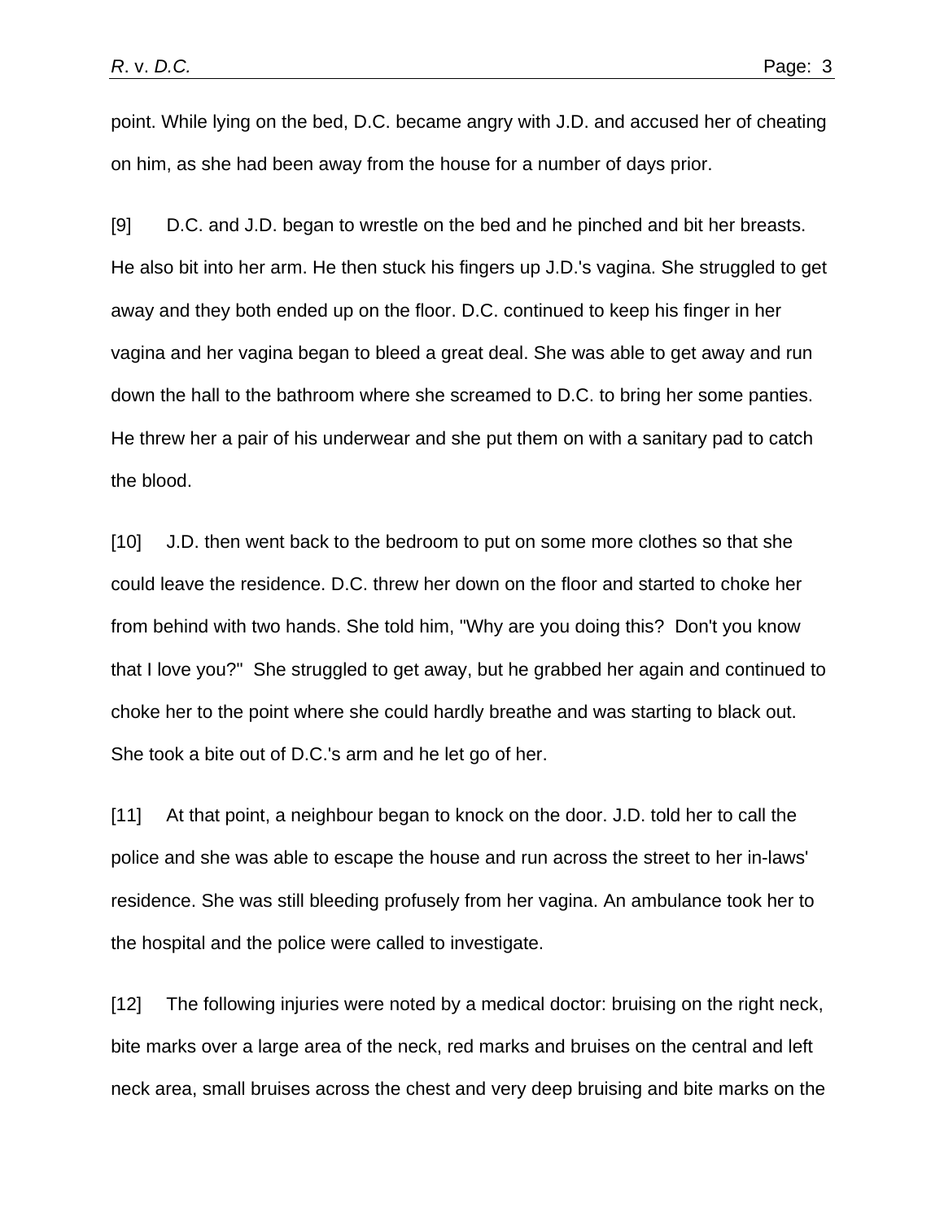point. While lying on the bed, D.C. became angry with J.D. and accused her of cheating on him, as she had been away from the house for a number of days prior.

[9] D.C. and J.D. began to wrestle on the bed and he pinched and bit her breasts. He also bit into her arm. He then stuck his fingers up J.D.'s vagina. She struggled to get away and they both ended up on the floor. D.C. continued to keep his finger in her vagina and her vagina began to bleed a great deal. She was able to get away and run down the hall to the bathroom where she screamed to D.C. to bring her some panties. He threw her a pair of his underwear and she put them on with a sanitary pad to catch the blood.

[10] J.D. then went back to the bedroom to put on some more clothes so that she could leave the residence. D.C. threw her down on the floor and started to choke her from behind with two hands. She told him, "Why are you doing this? Don't you know that I love you?" She struggled to get away, but he grabbed her again and continued to choke her to the point where she could hardly breathe and was starting to black out. She took a bite out of D.C.'s arm and he let go of her.

[11] At that point, a neighbour began to knock on the door. J.D. told her to call the police and she was able to escape the house and run across the street to her in-laws' residence. She was still bleeding profusely from her vagina. An ambulance took her to the hospital and the police were called to investigate.

[12] The following injuries were noted by a medical doctor: bruising on the right neck, bite marks over a large area of the neck, red marks and bruises on the central and left neck area, small bruises across the chest and very deep bruising and bite marks on the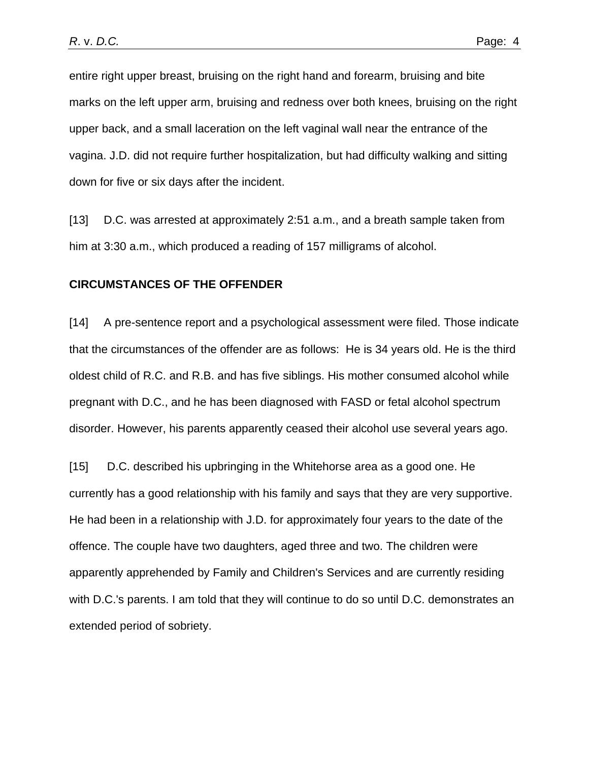entire right upper breast, bruising on the right hand and forearm, bruising and bite marks on the left upper arm, bruising and redness over both knees, bruising on the right upper back, and a small laceration on the left vaginal wall near the entrance of the vagina. J.D. did not require further hospitalization, but had difficulty walking and sitting down for five or six days after the incident.

[13] D.C. was arrested at approximately 2:51 a.m., and a breath sample taken from him at 3:30 a.m., which produced a reading of 157 milligrams of alcohol.

## CIRCUMSTANCES OF THE OFFENDER

[14] A pre-sentence report and a psychological assessment were filed. Those indicate that the circumstances of the offender are as follows: He is 34 years old. He is the third oldest child of R.C. and R.B. and has five siblings. His mother consumed alcohol while pregnant with D.C., and he has been diagnosed with FASD or fetal alcohol spectrum disorder. However, his parents apparently ceased their alcohol use several years ago.

[15] D.C. described his upbringing in the Whitehorse area as a good one. He currently has a good relationship with his family and says that they are very supportive. He had been in a relationship with J.D. for approximately four years to the date of the offence. The couple have two daughters, aged three and two. The children were apparently apprehended by Family and Children's Services and are currently residing with D.C.'s parents. I am told that they will continue to do so until D.C. demonstrates an extended period of sobriety.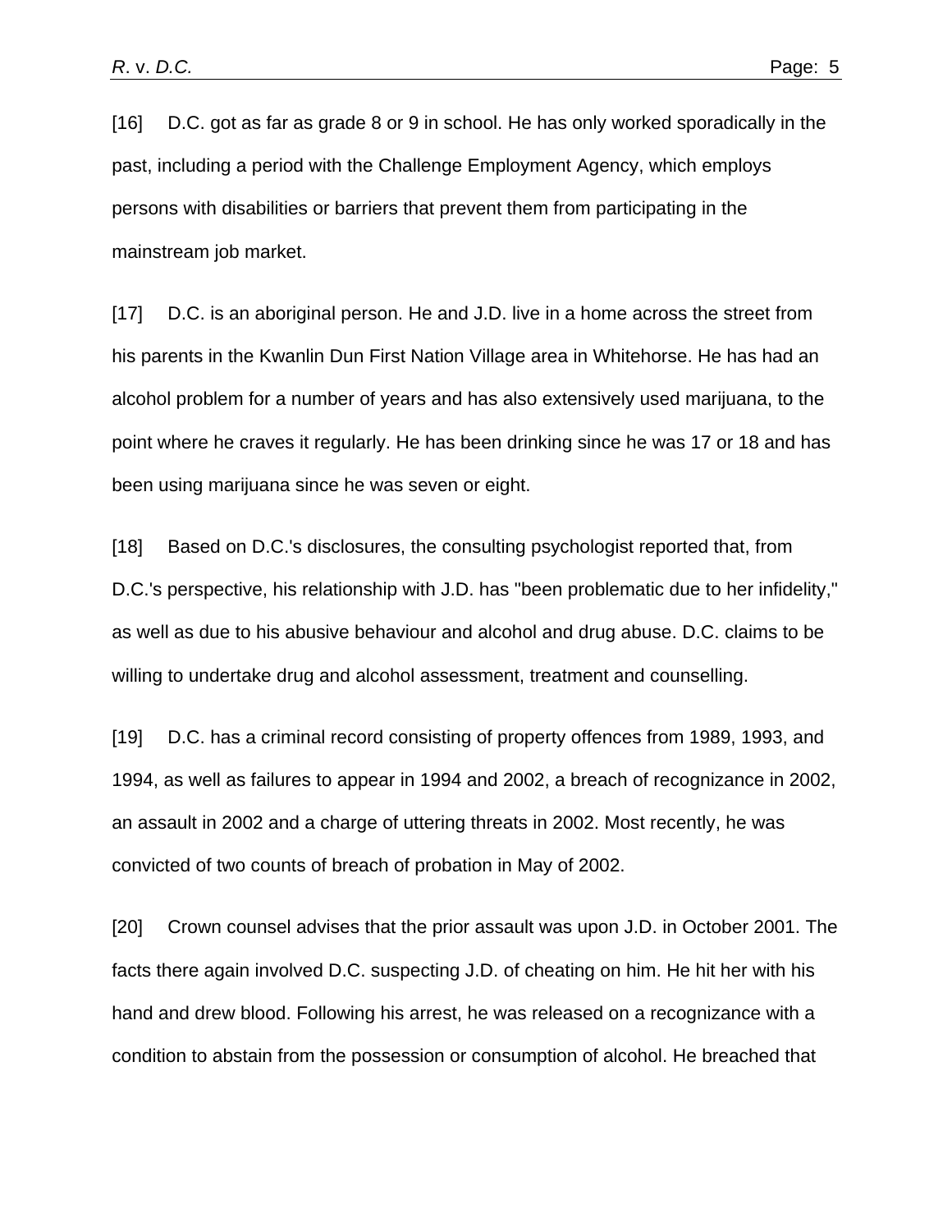[16] D.C. got as far as grade 8 or 9 in school. He has only worked sporadically in the past, including a period with the Challenge Employment Agency, which employs persons with disabilities or barriers that prevent them from participating in the mainstream job market.

[17] D.C. is an aboriginal person. He and J.D. live in a home across the street from his parents in the Kwanlin Dun First Nation Village area in Whitehorse. He has had an alcohol problem for a number of years and has also extensively used marijuana, to the point where he craves it regularly. He has been drinking since he was 17 or 18 and has been using marijuana since he was seven or eight.

[18] Based on D.C.'s disclosures, the consulting psychologist reported that, from D.C.'s perspective, his relationship with J.D. has "been problematic due to her infidelity," as well as due to his abusive behaviour and alcohol and drug abuse. D.C. claims to be willing to undertake drug and alcohol assessment, treatment and counselling.

[19] D.C. has a criminal record consisting of property offences from 1989, 1993, and 1994, as well as failures to appear in 1994 and 2002, a breach of recognizance in 2002, an assault in 2002 and a charge of uttering threats in 2002. Most recently, he was convicted of two counts of breach of probation in May of 2002.

[20] Crown counsel advises that the prior assault was upon J.D. in October 2001. The facts there again involved D.C. suspecting J.D. of cheating on him. He hit her with his hand and drew blood. Following his arrest, he was released on a recognizance with a condition to abstain from the possession or consumption of alcohol. He breached that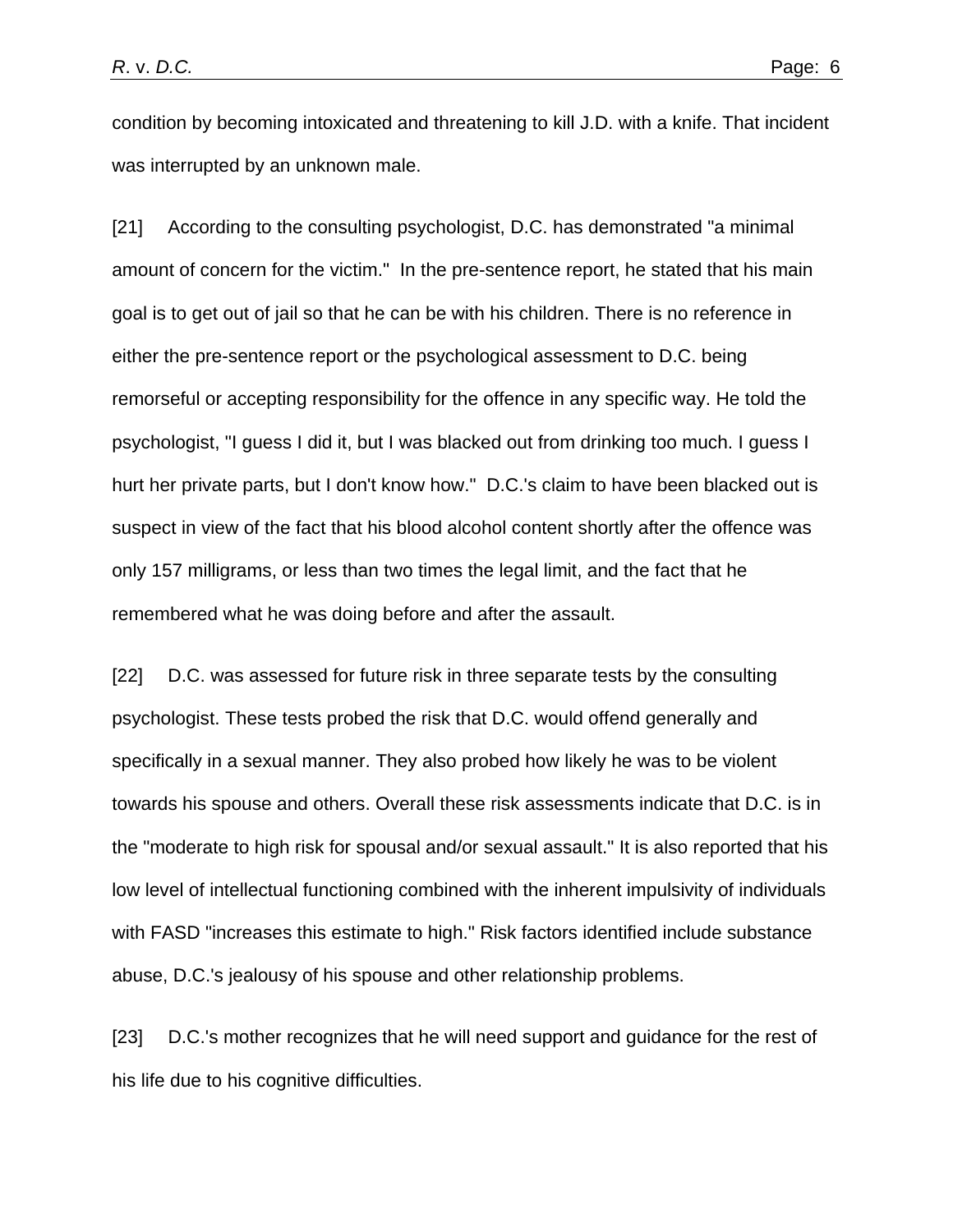condition by becoming intoxicated and threatening to kill J.D. with a knife. That incident was interrupted by an unknown male.

[21] According to the consulting psychologist, D.C. has demonstrated "a minimal amount of concern for the victim." In the pre-sentence report, he stated that his main goal is to get out of jail so that he can be with his children. There is no reference in either the pre-sentence report or the psychological assessment to D.C. being remorseful or accepting responsibility for the offence in any specific way. He told the psychologist, "I guess I did it, but I was blacked out from drinking too much. I guess I hurt her private parts, but I don't know how." D.C.'s claim to have been blacked out is suspect in view of the fact that his blood alcohol content shortly after the offence was only 157 milligrams, or less than two times the legal limit, and the fact that he remembered what he was doing before and after the assault.

[22] D.C. was assessed for future risk in three separate tests by the consulting psychologist. These tests probed the risk that D.C. would offend generally and specifically in a sexual manner. They also probed how likely he was to be violent towards his spouse and others. Overall these risk assessments indicate that D.C. is in the "moderate to high risk for spousal and/or sexual assault." It is also reported that his low level of intellectual functioning combined with the inherent impulsivity of individuals with FASD "increases this estimate to high." Risk factors identified include substance abuse, D.C.'s jealousy of his spouse and other relationship problems.

[23] D.C.'s mother recognizes that he will need support and guidance for the rest of his life due to his cognitive difficulties.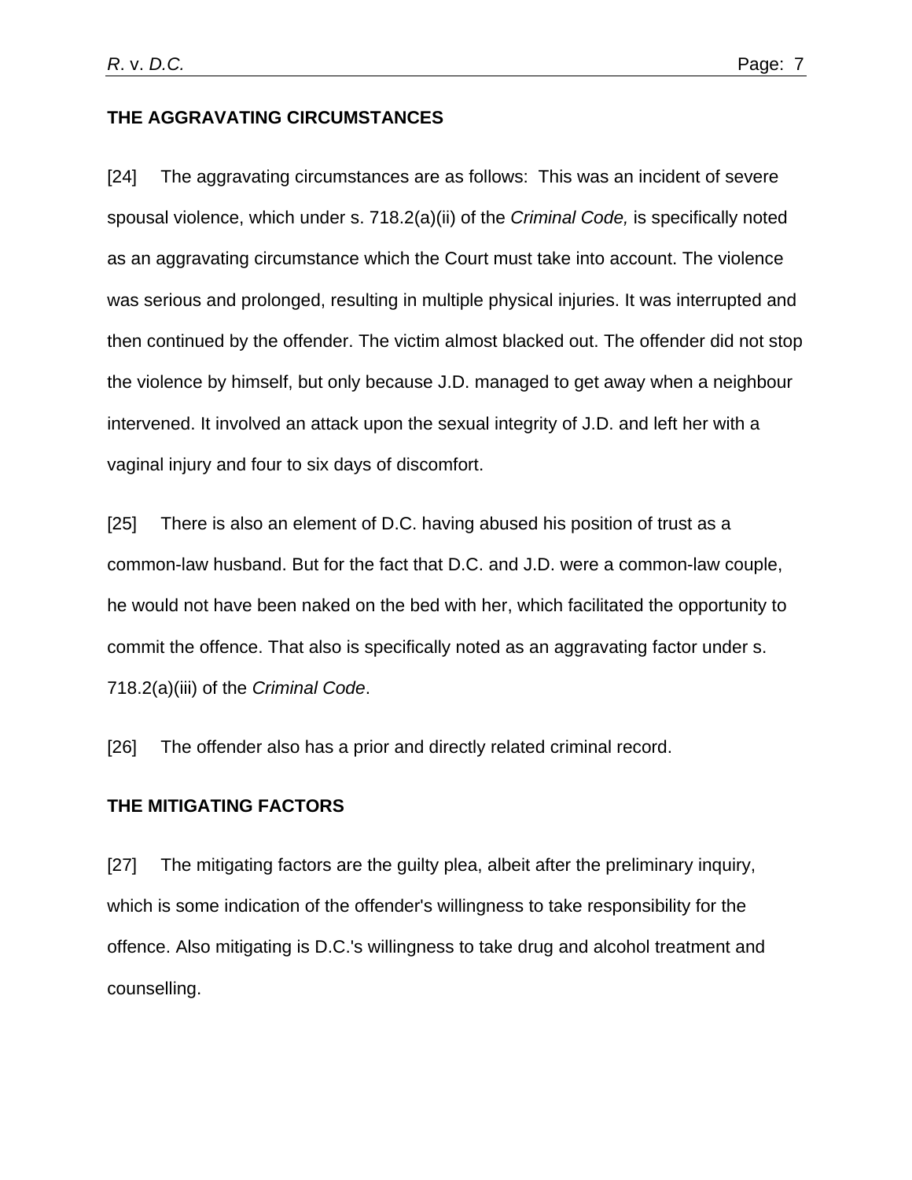**THE AGGRAVATING CIRCUMSTANCES**

[24] The aggravating circumstances are as follows: This was an incident of severe spousal violence, which under s. 718.2(a)(ii) of the *Criminal Code,* is specifically noted as an aggravating circumstance which the Court must take into account. The violence was serious and prolonged, resulting in multiple physical injuries. It was interrupted and then continued by the offender. The victim almost blacked out. The offender did not stop the violence by himself, but only because J.D. managed to get away when a neighbour intervened. It involved an attack upon the sexual integrity of J.D. and left her with a vaginal injury and four to six days of discomfort.

[25] There is also an element of D.C. having abused his position of trust as a common-law husband. But for the fact that D.C. and J.D. were a common-law couple, he would not have been naked on the bed with her, which facilitated the opportunity to commit the offence. That also is specifically noted as an aggravating factor under s. 718.2(a)(iii) of the *Criminal Code*.

[26] The offender also has a prior and directly related criminal record.

**THE MITIGATING FACTORS**

[27] The mitigating factors are the guilty plea, albeit after the preliminary inquiry, which is some indication of the offender's willingness to take responsibility for the offence. Also mitigating is D.C.'s willingness to take drug and alcohol treatment and counselling.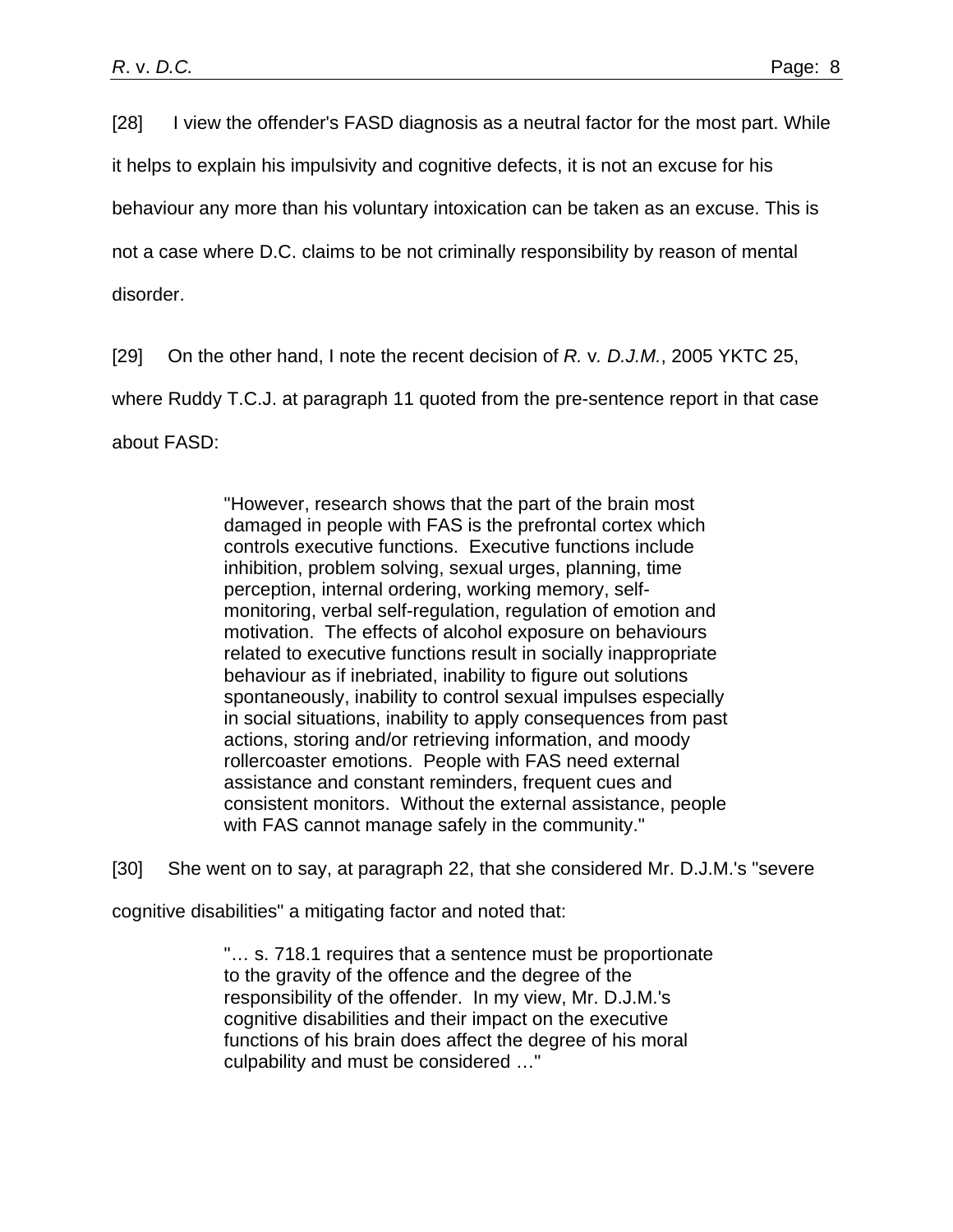[28] I view the offender's FASD diagnosis as a neutral factor for the most part. While it helps to explain his impulsivity and cognitive defects, it is not an excuse for his behaviour any more than his voluntary intoxication can be taken as an excuse. This is not a case where D.C. claims to be not criminally responsibility by reason of mental disorder.

[29] On the other hand, I note the recent decision of *R.* v. *D.J.M.*, 2005 YKTC 25, where Ruddy T.C.J. at paragraph 11 quoted from the pre-sentence report in that case about FASD:

> "However, research shows that the part of the brain most damaged in people with FAS is the prefrontal cortex which controls executive functions. Executive functions include inhibition, problem solving, sexual urges, planning, time perception, internal ordering, working memory, self-monitoring, verbal self-regulation, regulation of emotion and motivation. The effects of alcohol exposure on behaviours related to executive functions result in socially inappropriate behaviour as if inebriated, inability to figure out solutions spontaneously, inability to control sexual impulses especially in social situations, inability to apply consequences from past actions, storing and/or retrieving information, and moody rollercoaster emotions. People with FAS need external assistance and constant reminders, frequent cues and consistent monitors. Without the external assistance, people with FAS cannot manage safely in the community."

[30] She went on to say, at paragraph 22, that she considered Mr. D.J.M.'s "severe cognitive disabilities" a mitigating factor and noted that:

> "… s. 718.1 requires that a sentence must be proportionate to the gravity of the offence and the degree of the responsibility of the offender. In my view, Mr. D.J.M.'s cognitive disabilities and their impact on the executive functions of his brain does affect the degree of his moral culpability and must be considered …"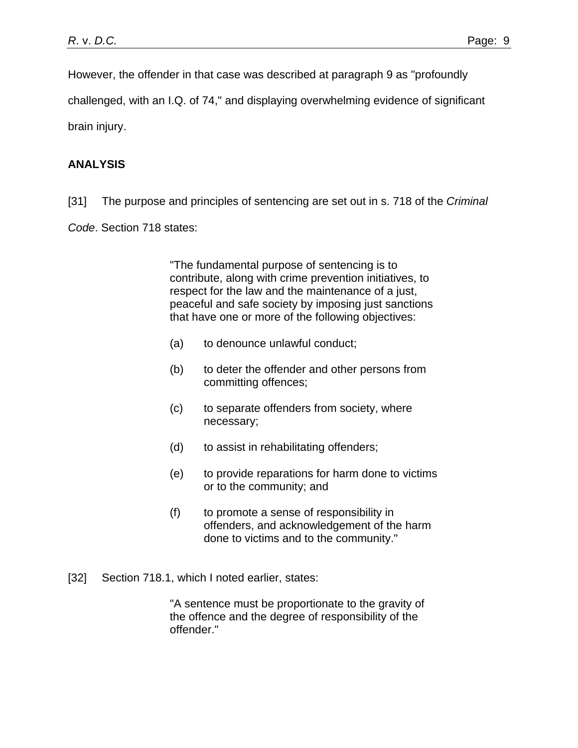However, the offender in that case was described at paragraph 9 as "profoundly challenged, with an I.Q. of 74," and displaying overwhelming evidence of significant brain injury.

## ANALYSIS

[31] The purpose and principles of sentencing are set out in s. 718 of the *Criminal Code*. Section 718 states:

> "The fundamental purpose of sentencing is to contribute, along with crime prevention initiatives, to respect for the law and the maintenance of a just, peaceful and safe society by imposing just sanctions that have one or more of the following objectives:
>
> (a) to denounce unlawful conduct;
>
> (b) to deter the offender and other persons from committing offences;
>
> (c) to separate offenders from society, where necessary;
>
> (d) to assist in rehabilitating offenders;
>
> (e) to provide reparations for harm done to victims or to the community; and
>
> (f) to promote a sense of responsibility in offenders, and acknowledgement of the harm done to victims and to the community."

[32] Section 718.1, which I noted earlier, states:

> "A sentence must be proportionate to the gravity of the offence and the degree of responsibility of the offender."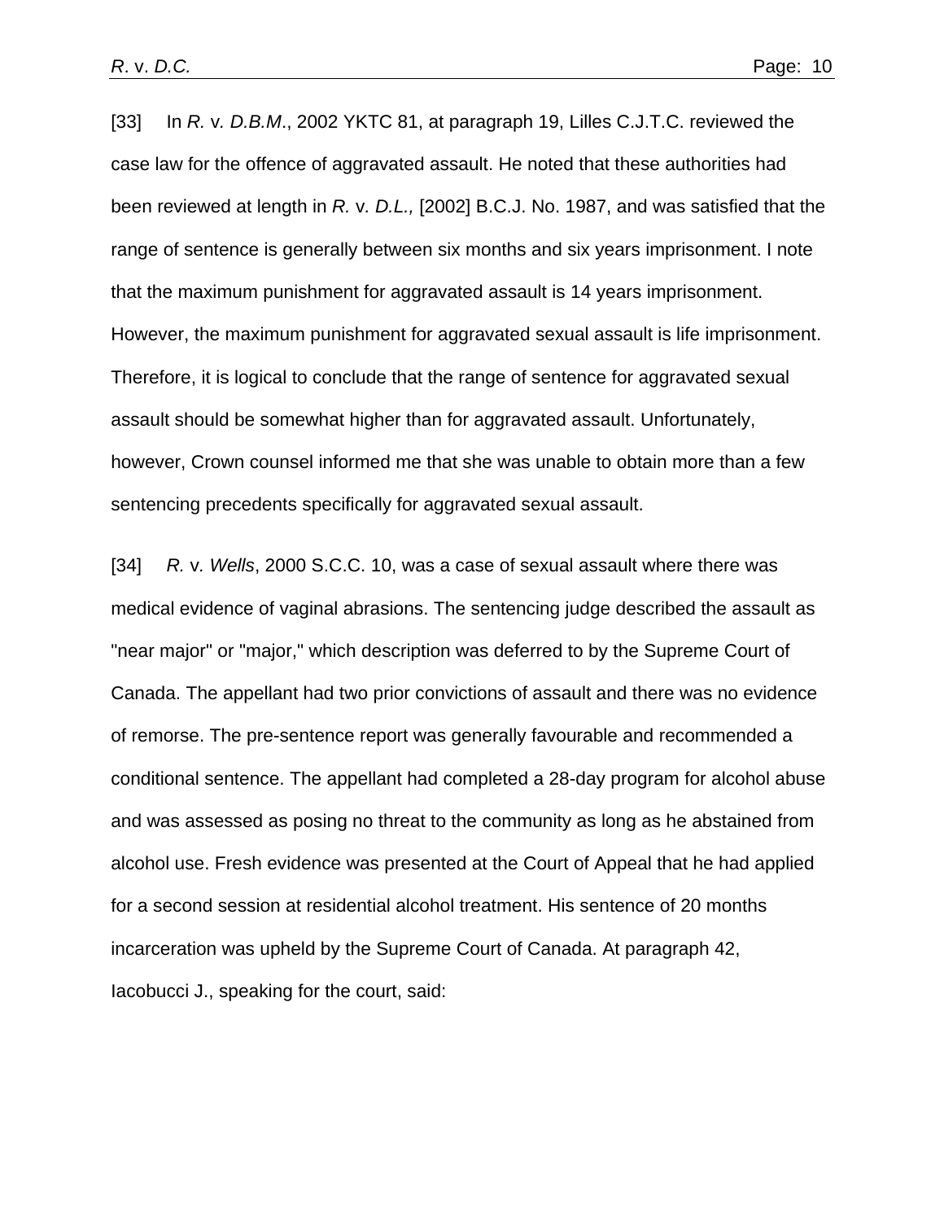[33] In *R.* v. *D.B.M.*, 2002 YKTC 81, at paragraph 19, Lilles C.J.T.C. reviewed the case law for the offence of aggravated assault. He noted that these authorities had been reviewed at length in *R.* v*. D.L.,* [2002] B.C.J. No. 1987, and was satisfied that the range of sentence is generally between six months and six years imprisonment. I note that the maximum punishment for aggravated assault is 14 years imprisonment. However, the maximum punishment for aggravated sexual assault is life imprisonment. Therefore, it is logical to conclude that the range of sentence for aggravated sexual assault should be somewhat higher than for aggravated assault. Unfortunately, however, Crown counsel informed me that she was unable to obtain more than a few sentencing precedents specifically for aggravated sexual assault.

[34] *R.* v. *Wells*, 2000 S.C.C. 10, was a case of sexual assault where there was medical evidence of vaginal abrasions. The sentencing judge described the assault as "near major" or "major," which description was deferred to by the Supreme Court of Canada. The appellant had two prior convictions of assault and there was no evidence of remorse. The pre-sentence report was generally favourable and recommended a conditional sentence. The appellant had completed a 28-day program for alcohol abuse and was assessed as posing no threat to the community as long as he abstained from alcohol use. Fresh evidence was presented at the Court of Appeal that he had applied for a second session at residential alcohol treatment. His sentence of 20 months incarceration was upheld by the Supreme Court of Canada. At paragraph 42, Iacobucci J., speaking for the court, said: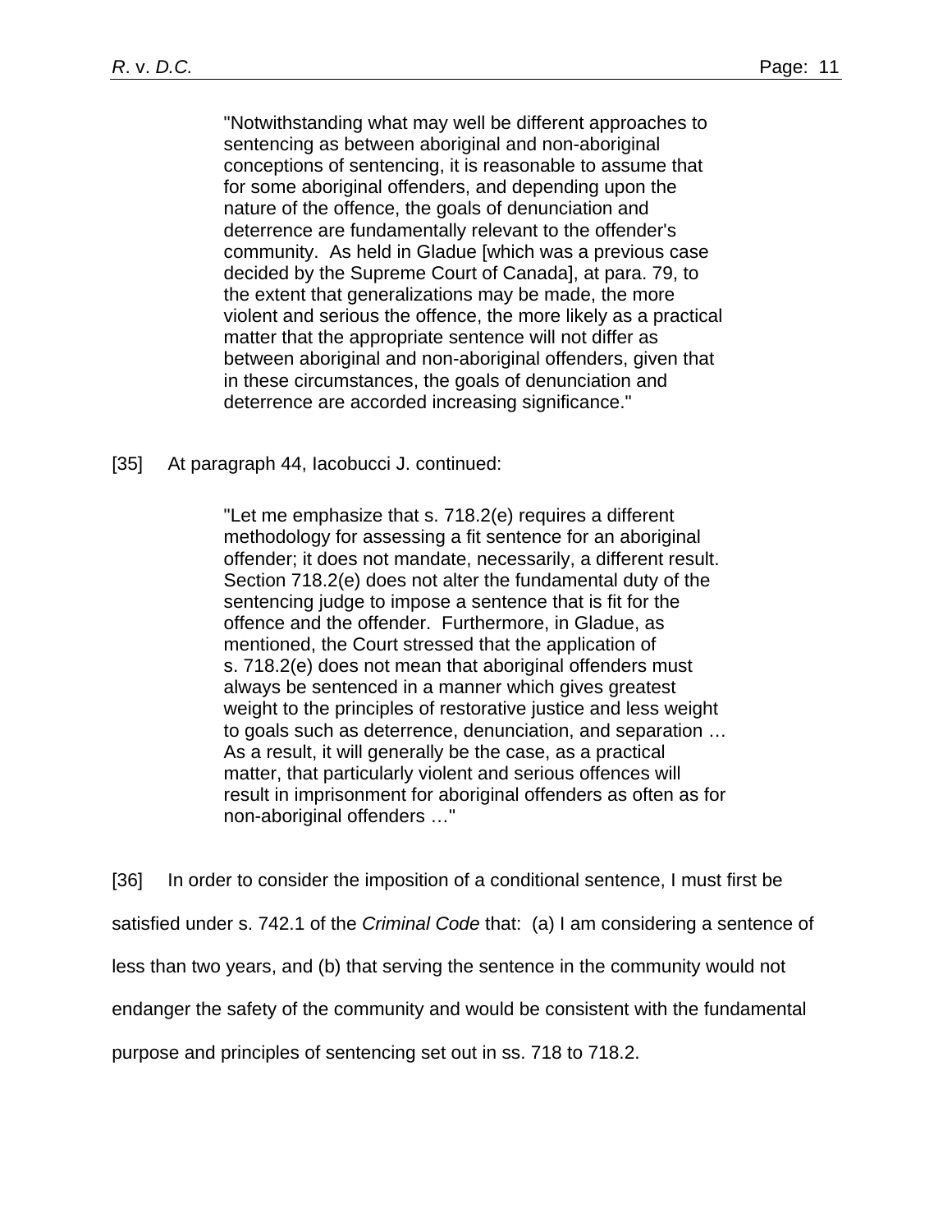> "Notwithstanding what may well be different approaches to sentencing as between aboriginal and non-aboriginal conceptions of sentencing, it is reasonable to assume that for some aboriginal offenders, and depending upon the nature of the offence, the goals of denunciation and deterrence are fundamentally relevant to the offender's community. As held in Gladue [which was a previous case decided by the Supreme Court of Canada], at para. 79, to the extent that generalizations may be made, the more violent and serious the offence, the more likely as a practical matter that the appropriate sentence will not differ as between aboriginal and non-aboriginal offenders, given that in these circumstances, the goals of denunciation and deterrence are accorded increasing significance."

[35] At paragraph 44, Iacobucci J. continued:

> "Let me emphasize that s. 718.2(e) requires a different methodology for assessing a fit sentence for an aboriginal offender; it does not mandate, necessarily, a different result. Section 718.2(e) does not alter the fundamental duty of the sentencing judge to impose a sentence that is fit for the offence and the offender. Furthermore, in Gladue, as mentioned, the Court stressed that the application of s. 718.2(e) does not mean that aboriginal offenders must always be sentenced in a manner which gives greatest weight to the principles of restorative justice and less weight to goals such as deterrence, denunciation, and separation … As a result, it will generally be the case, as a practical matter, that particularly violent and serious offences will result in imprisonment for aboriginal offenders as often as for non-aboriginal offenders …"

[36] In order to consider the imposition of a conditional sentence, I must first be satisfied under s. 742.1 of the *Criminal Code* that: (a) I am considering a sentence of less than two years, and (b) that serving the sentence in the community would not endanger the safety of the community and would be consistent with the fundamental purpose and principles of sentencing set out in ss. 718 to 718.2.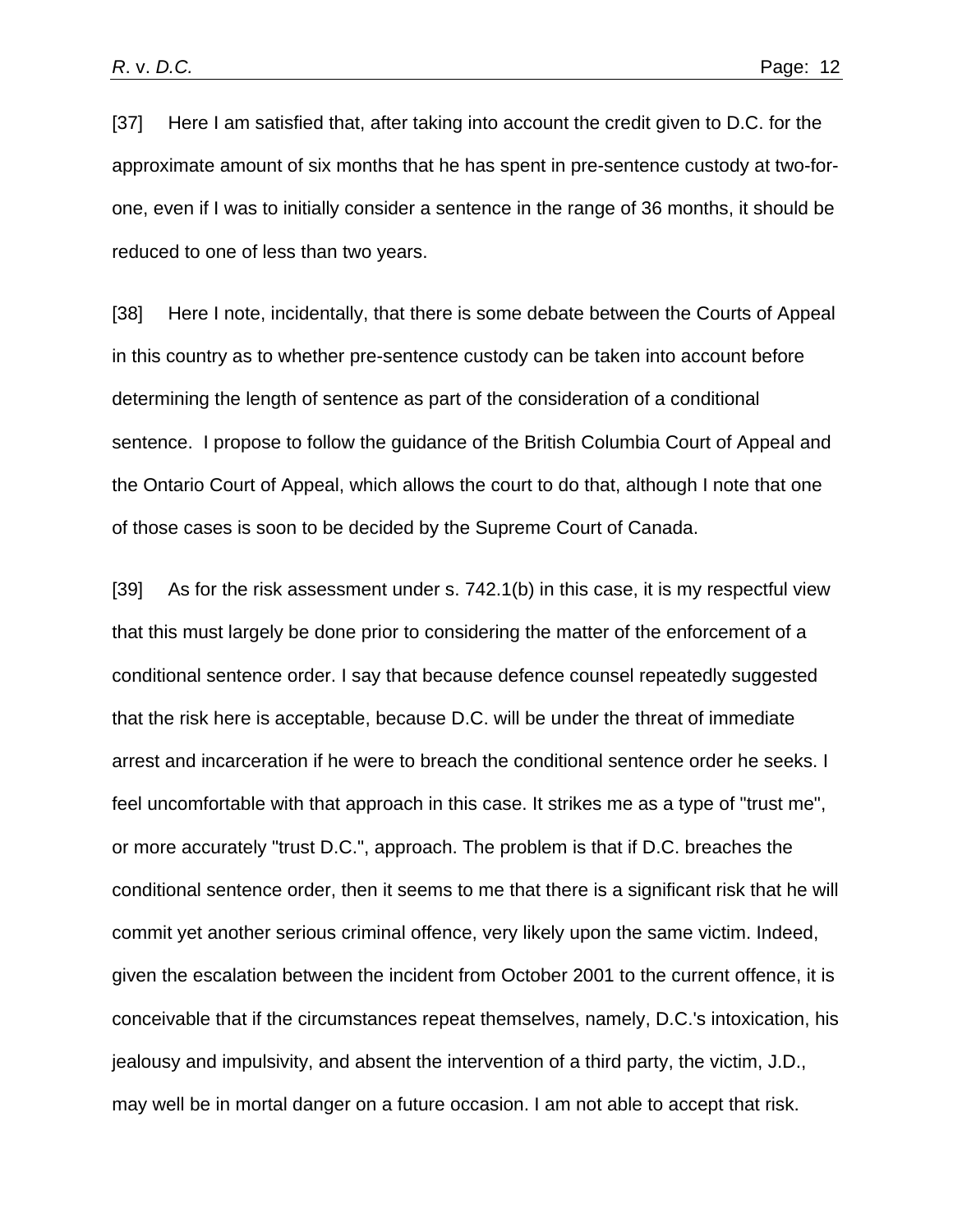[37] Here I am satisfied that, after taking into account the credit given to D.C. for the approximate amount of six months that he has spent in pre-sentence custody at two-for-one, even if I was to initially consider a sentence in the range of 36 months, it should be reduced to one of less than two years.

[38] Here I note, incidentally, that there is some debate between the Courts of Appeal in this country as to whether pre-sentence custody can be taken into account before determining the length of sentence as part of the consideration of a conditional sentence. I propose to follow the guidance of the British Columbia Court of Appeal and the Ontario Court of Appeal, which allows the court to do that, although I note that one of those cases is soon to be decided by the Supreme Court of Canada.

[39] As for the risk assessment under s. 742.1(b) in this case, it is my respectful view that this must largely be done prior to considering the matter of the enforcement of a conditional sentence order. I say that because defence counsel repeatedly suggested that the risk here is acceptable, because D.C. will be under the threat of immediate arrest and incarceration if he were to breach the conditional sentence order he seeks. I feel uncomfortable with that approach in this case. It strikes me as a type of "trust me", or more accurately "trust D.C.", approach. The problem is that if D.C. breaches the conditional sentence order, then it seems to me that there is a significant risk that he will commit yet another serious criminal offence, very likely upon the same victim. Indeed, given the escalation between the incident from October 2001 to the current offence, it is conceivable that if the circumstances repeat themselves, namely, D.C.'s intoxication, his jealousy and impulsivity, and absent the intervention of a third party, the victim, J.D., may well be in mortal danger on a future occasion. I am not able to accept that risk.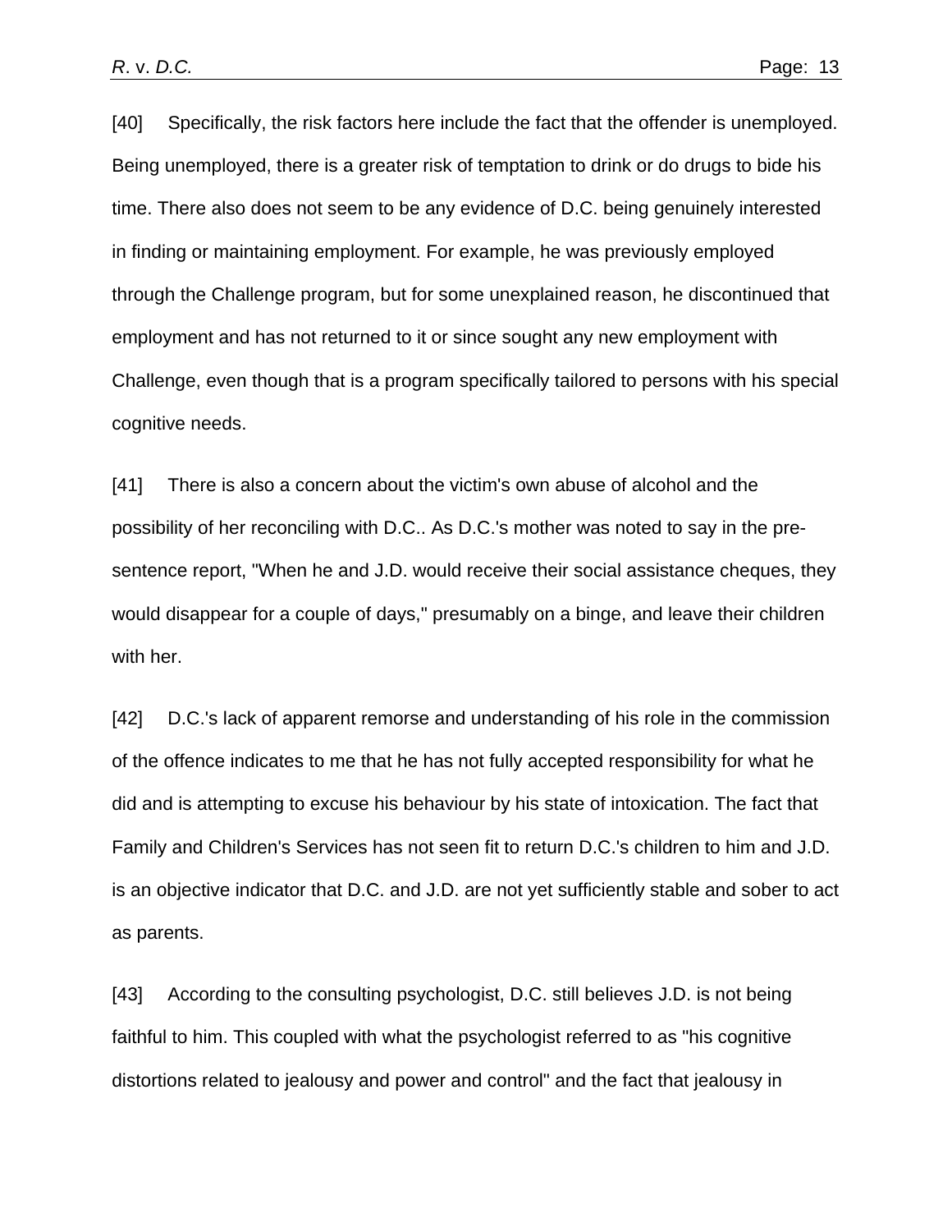[40] Specifically, the risk factors here include the fact that the offender is unemployed. Being unemployed, there is a greater risk of temptation to drink or do drugs to bide his time. There also does not seem to be any evidence of D.C. being genuinely interested in finding or maintaining employment. For example, he was previously employed through the Challenge program, but for some unexplained reason, he discontinued that employment and has not returned to it or since sought any new employment with Challenge, even though that is a program specifically tailored to persons with his special cognitive needs.

[41] There is also a concern about the victim's own abuse of alcohol and the possibility of her reconciling with D.C.. As D.C.'s mother was noted to say in the pre-sentence report, "When he and J.D. would receive their social assistance cheques, they would disappear for a couple of days," presumably on a binge, and leave their children with her.

[42] D.C.'s lack of apparent remorse and understanding of his role in the commission of the offence indicates to me that he has not fully accepted responsibility for what he did and is attempting to excuse his behaviour by his state of intoxication. The fact that Family and Children's Services has not seen fit to return D.C.'s children to him and J.D. is an objective indicator that D.C. and J.D. are not yet sufficiently stable and sober to act as parents.

[43] According to the consulting psychologist, D.C. still believes J.D. is not being faithful to him. This coupled with what the psychologist referred to as "his cognitive distortions related to jealousy and power and control" and the fact that jealousy in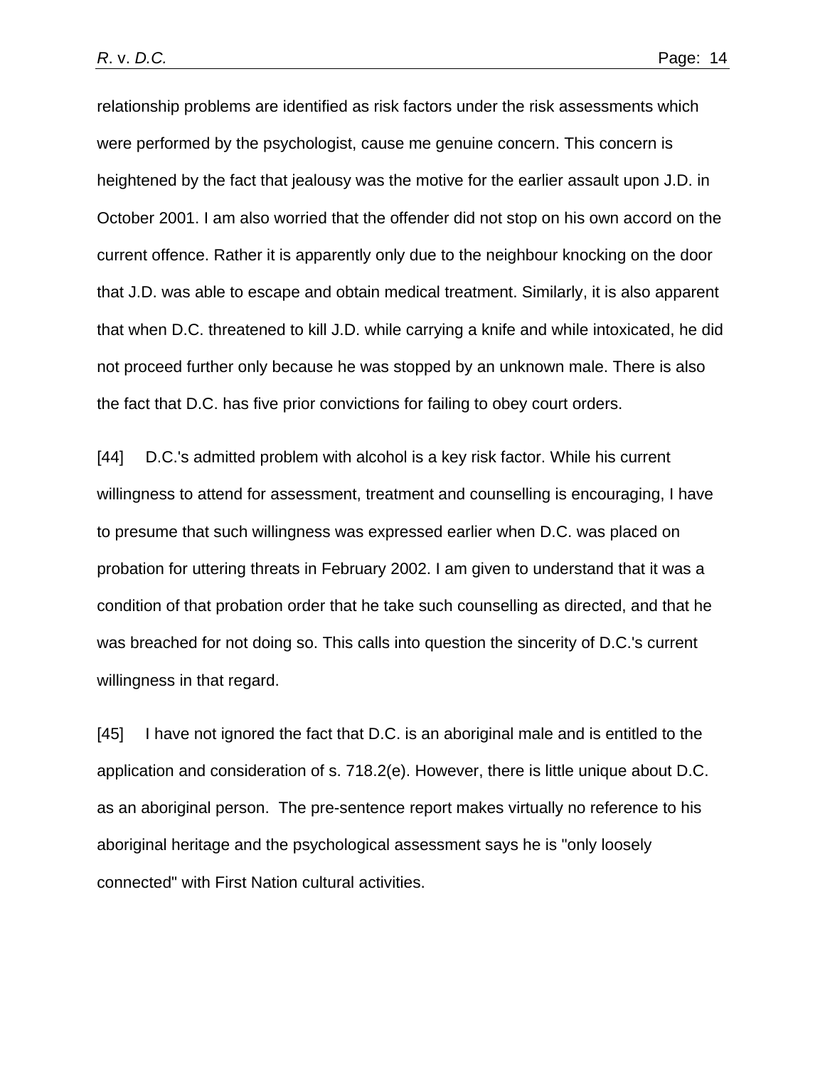relationship problems are identified as risk factors under the risk assessments which were performed by the psychologist, cause me genuine concern. This concern is heightened by the fact that jealousy was the motive for the earlier assault upon J.D. in October 2001. I am also worried that the offender did not stop on his own accord on the current offence. Rather it is apparently only due to the neighbour knocking on the door that J.D. was able to escape and obtain medical treatment. Similarly, it is also apparent that when D.C. threatened to kill J.D. while carrying a knife and while intoxicated, he did not proceed further only because he was stopped by an unknown male. There is also the fact that D.C. has five prior convictions for failing to obey court orders.

[44] D.C.'s admitted problem with alcohol is a key risk factor. While his current willingness to attend for assessment, treatment and counselling is encouraging, I have to presume that such willingness was expressed earlier when D.C. was placed on probation for uttering threats in February 2002. I am given to understand that it was a condition of that probation order that he take such counselling as directed, and that he was breached for not doing so. This calls into question the sincerity of D.C.'s current willingness in that regard.

[45] I have not ignored the fact that D.C. is an aboriginal male and is entitled to the application and consideration of s. 718.2(e). However, there is little unique about D.C. as an aboriginal person. The pre-sentence report makes virtually no reference to his aboriginal heritage and the psychological assessment says he is "only loosely connected" with First Nation cultural activities.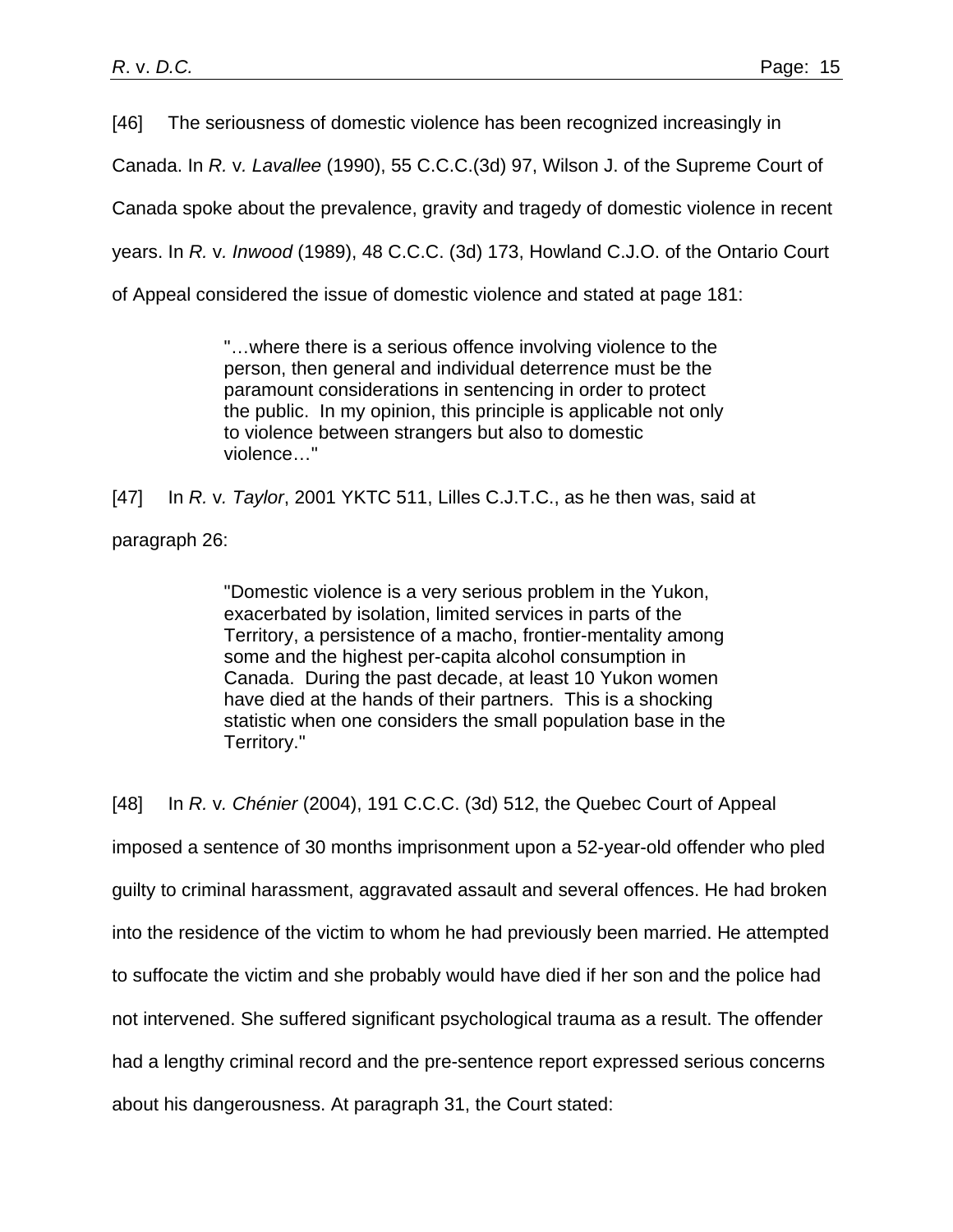[46] The seriousness of domestic violence has been recognized increasingly in Canada. In *R.* v. *Lavallee* (1990), 55 C.C.C.(3d) 97, Wilson J. of the Supreme Court of Canada spoke about the prevalence, gravity and tragedy of domestic violence in recent years. In *R.* v. *Inwood* (1989), 48 C.C.C. (3d) 173, Howland C.J.O. of the Ontario Court of Appeal considered the issue of domestic violence and stated at page 181:

> "…where there is a serious offence involving violence to the person, then general and individual deterrence must be the paramount considerations in sentencing in order to protect the public. In my opinion, this principle is applicable not only to violence between strangers but also to domestic violence…"

[47] In *R.* v. *Taylor*, 2001 YKTC 511, Lilles C.J.T.C., as he then was, said at paragraph 26:

> "Domestic violence is a very serious problem in the Yukon, exacerbated by isolation, limited services in parts of the Territory, a persistence of a macho, frontier-mentality among some and the highest per-capita alcohol consumption in Canada. During the past decade, at least 10 Yukon women have died at the hands of their partners. This is a shocking statistic when one considers the small population base in the Territory."

[48] In *R.* v. *Chénier* (2004), 191 C.C.C. (3d) 512, the Quebec Court of Appeal imposed a sentence of 30 months imprisonment upon a 52-year-old offender who pled guilty to criminal harassment, aggravated assault and several offences. He had broken into the residence of the victim to whom he had previously been married. He attempted to suffocate the victim and she probably would have died if her son and the police had not intervened. She suffered significant psychological trauma as a result. The offender had a lengthy criminal record and the pre-sentence report expressed serious concerns about his dangerousness. At paragraph 31, the Court stated: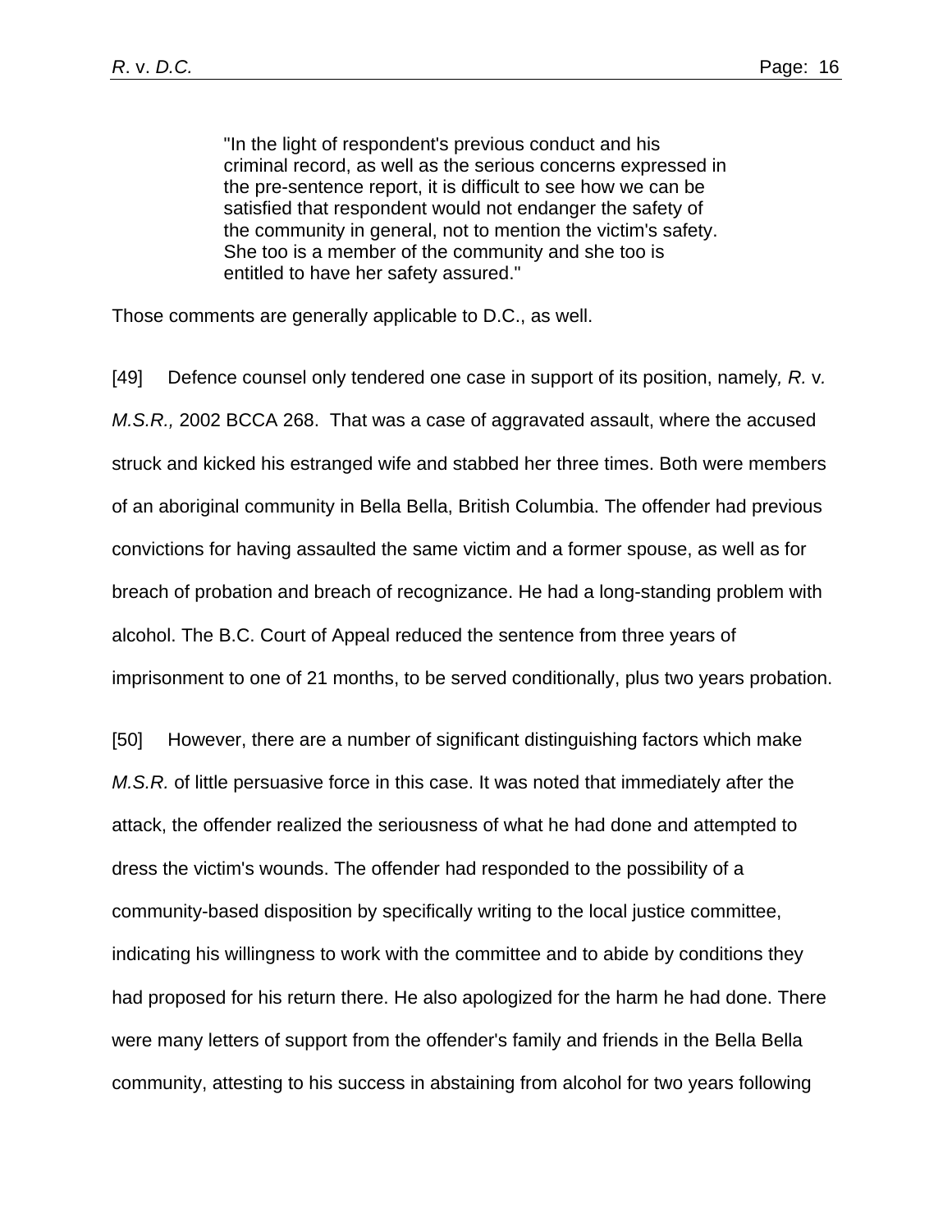> "In the light of respondent's previous conduct and his criminal record, as well as the serious concerns expressed in the pre-sentence report, it is difficult to see how we can be satisfied that respondent would not endanger the safety of the community in general, not to mention the victim's safety. She too is a member of the community and she too is entitled to have her safety assured."

Those comments are generally applicable to D.C., as well.

[49] Defence counsel only tendered one case in support of its position, namely*, R.* v*. M.S.R.,* 2002 BCCA 268. That was a case of aggravated assault, where the accused struck and kicked his estranged wife and stabbed her three times. Both were members of an aboriginal community in Bella Bella, British Columbia. The offender had previous convictions for having assaulted the same victim and a former spouse, as well as for breach of probation and breach of recognizance. He had a long-standing problem with alcohol. The B.C. Court of Appeal reduced the sentence from three years of imprisonment to one of 21 months, to be served conditionally, plus two years probation.

[50] However, there are a number of significant distinguishing factors which make *M.S.R.* of little persuasive force in this case. It was noted that immediately after the attack, the offender realized the seriousness of what he had done and attempted to dress the victim's wounds. The offender had responded to the possibility of a community-based disposition by specifically writing to the local justice committee, indicating his willingness to work with the committee and to abide by conditions they had proposed for his return there. He also apologized for the harm he had done. There were many letters of support from the offender's family and friends in the Bella Bella community, attesting to his success in abstaining from alcohol for two years following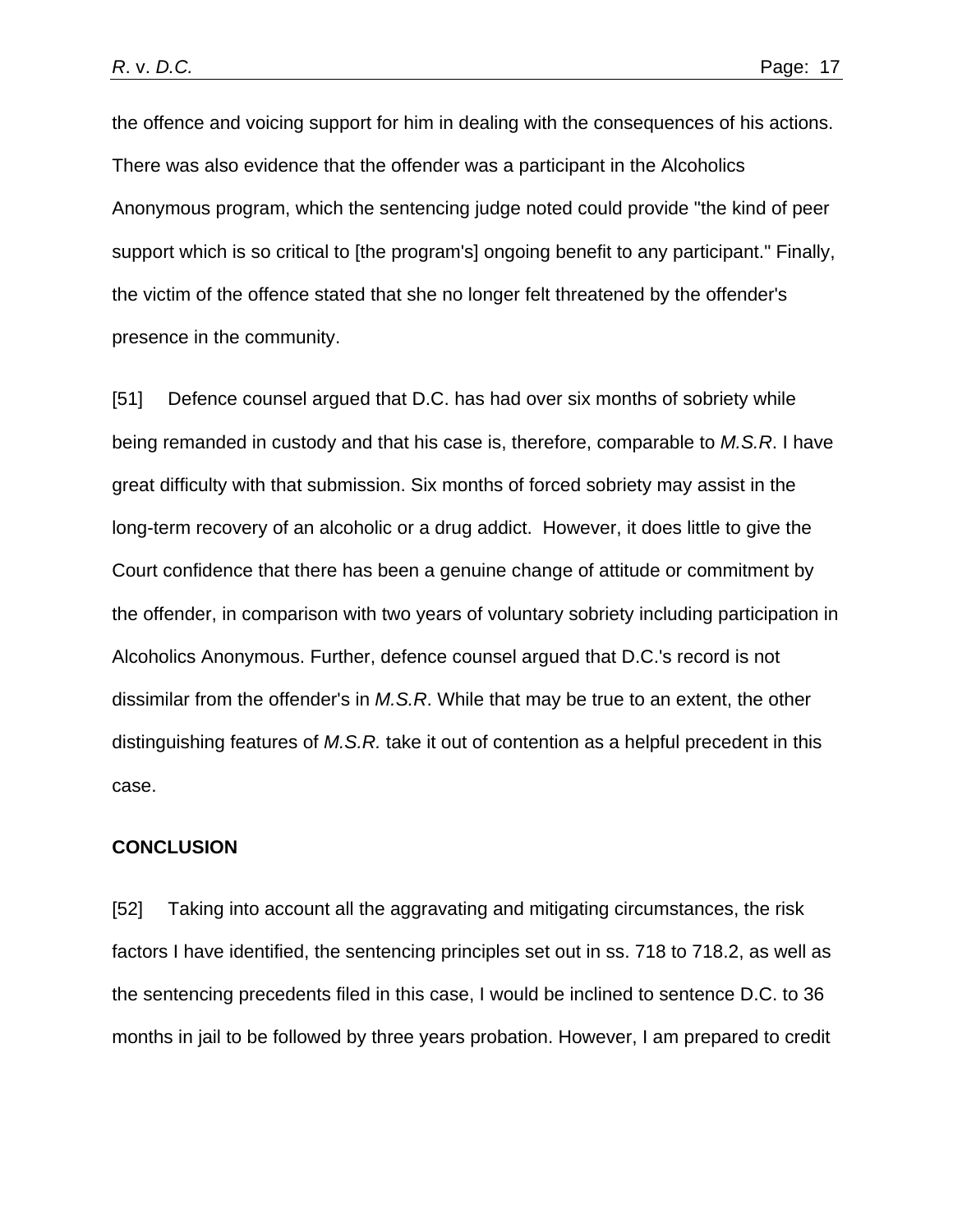the offence and voicing support for him in dealing with the consequences of his actions. There was also evidence that the offender was a participant in the Alcoholics Anonymous program, which the sentencing judge noted could provide "the kind of peer support which is so critical to [the program's] ongoing benefit to any participant." Finally, the victim of the offence stated that she no longer felt threatened by the offender's presence in the community.

[51] Defence counsel argued that D.C. has had over six months of sobriety while being remanded in custody and that his case is, therefore, comparable to *M.S.R*. I have great difficulty with that submission. Six months of forced sobriety may assist in the long-term recovery of an alcoholic or a drug addict. However, it does little to give the Court confidence that there has been a genuine change of attitude or commitment by the offender, in comparison with two years of voluntary sobriety including participation in Alcoholics Anonymous. Further, defence counsel argued that D.C.'s record is not dissimilar from the offender's in *M.S.R*. While that may be true to an extent, the other distinguishing features of *M.S.R.* take it out of contention as a helpful precedent in this case.

**CONCLUSION**

[52] Taking into account all the aggravating and mitigating circumstances, the risk factors I have identified, the sentencing principles set out in ss. 718 to 718.2, as well as the sentencing precedents filed in this case, I would be inclined to sentence D.C. to 36 months in jail to be followed by three years probation. However, I am prepared to credit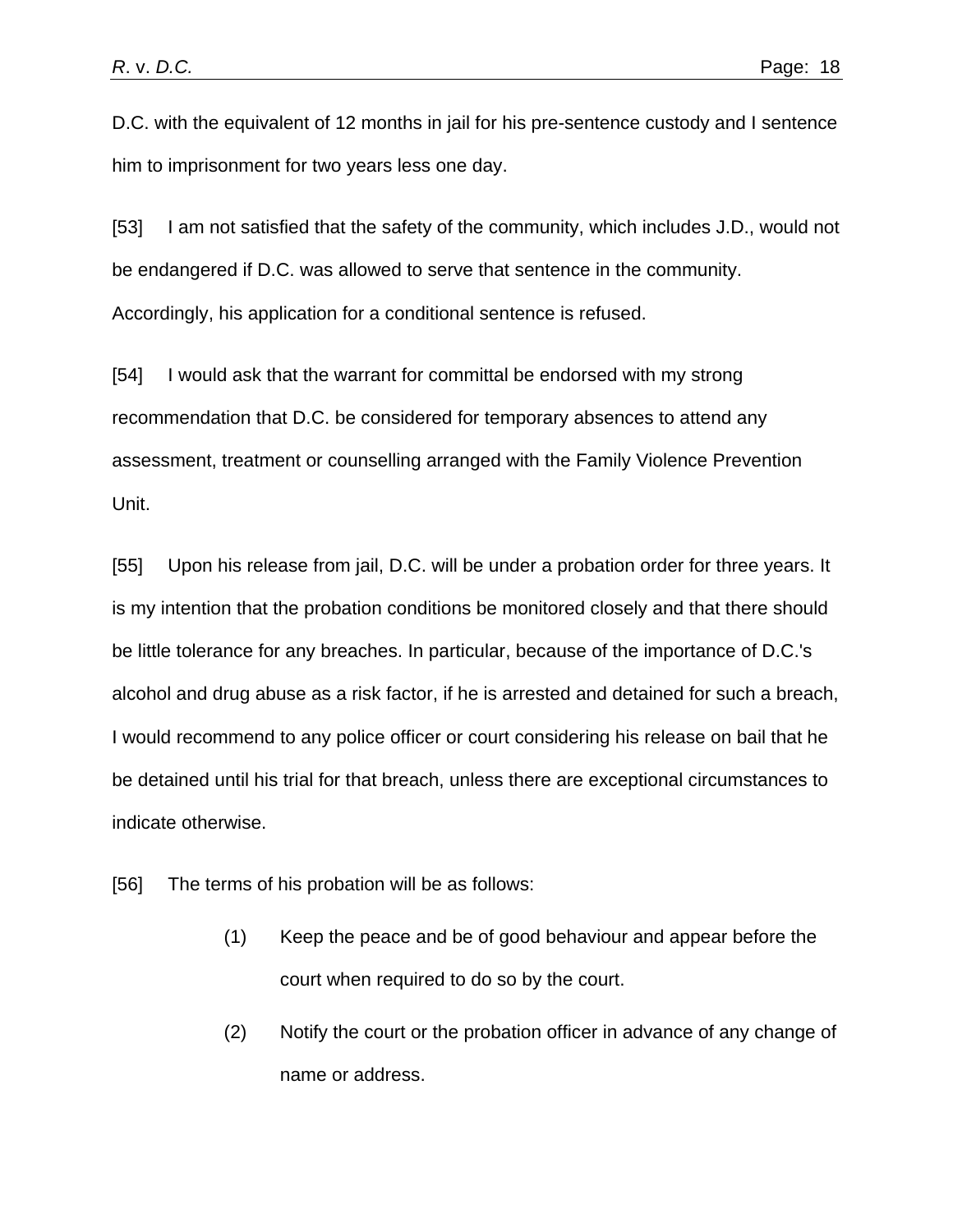D.C. with the equivalent of 12 months in jail for his pre-sentence custody and I sentence him to imprisonment for two years less one day.

[53] I am not satisfied that the safety of the community, which includes J.D., would not be endangered if D.C. was allowed to serve that sentence in the community. Accordingly, his application for a conditional sentence is refused.

[54] I would ask that the warrant for committal be endorsed with my strong recommendation that D.C. be considered for temporary absences to attend any assessment, treatment or counselling arranged with the Family Violence Prevention Unit.

[55] Upon his release from jail, D.C. will be under a probation order for three years. It is my intention that the probation conditions be monitored closely and that there should be little tolerance for any breaches. In particular, because of the importance of D.C.'s alcohol and drug abuse as a risk factor, if he is arrested and detained for such a breach, I would recommend to any police officer or court considering his release on bail that he be detained until his trial for that breach, unless there are exceptional circumstances to indicate otherwise.

[56] The terms of his probation will be as follows:

(1) Keep the peace and be of good behaviour and appear before the court when required to do so by the court.

(2) Notify the court or the probation officer in advance of any change of name or address.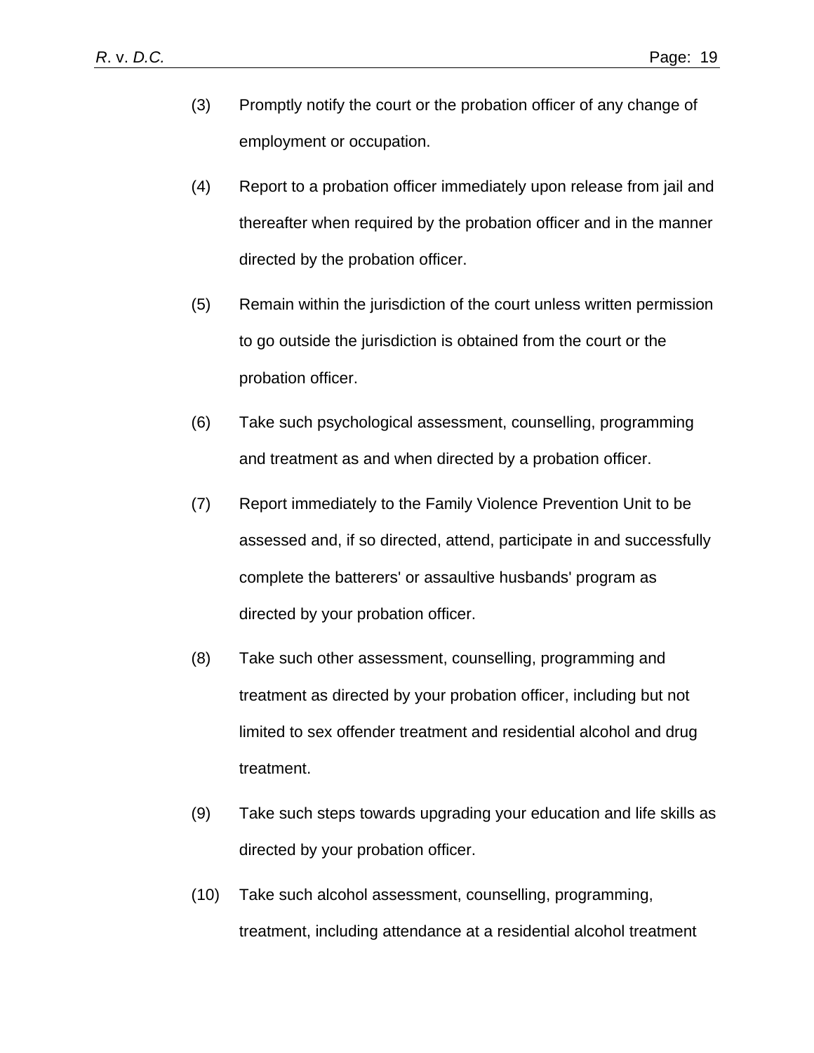(3) Promptly notify the court or the probation officer of any change of employment or occupation.

(4) Report to a probation officer immediately upon release from jail and thereafter when required by the probation officer and in the manner directed by the probation officer.

(5) Remain within the jurisdiction of the court unless written permission to go outside the jurisdiction is obtained from the court or the probation officer.

(6) Take such psychological assessment, counselling, programming and treatment as and when directed by a probation officer.

(7) Report immediately to the Family Violence Prevention Unit to be assessed and, if so directed, attend, participate in and successfully complete the batterers' or assaultive husbands' program as directed by your probation officer.

(8) Take such other assessment, counselling, programming and treatment as directed by your probation officer, including but not limited to sex offender treatment and residential alcohol and drug treatment.

(9) Take such steps towards upgrading your education and life skills as directed by your probation officer.

(10) Take such alcohol assessment, counselling, programming, treatment, including attendance at a residential alcohol treatment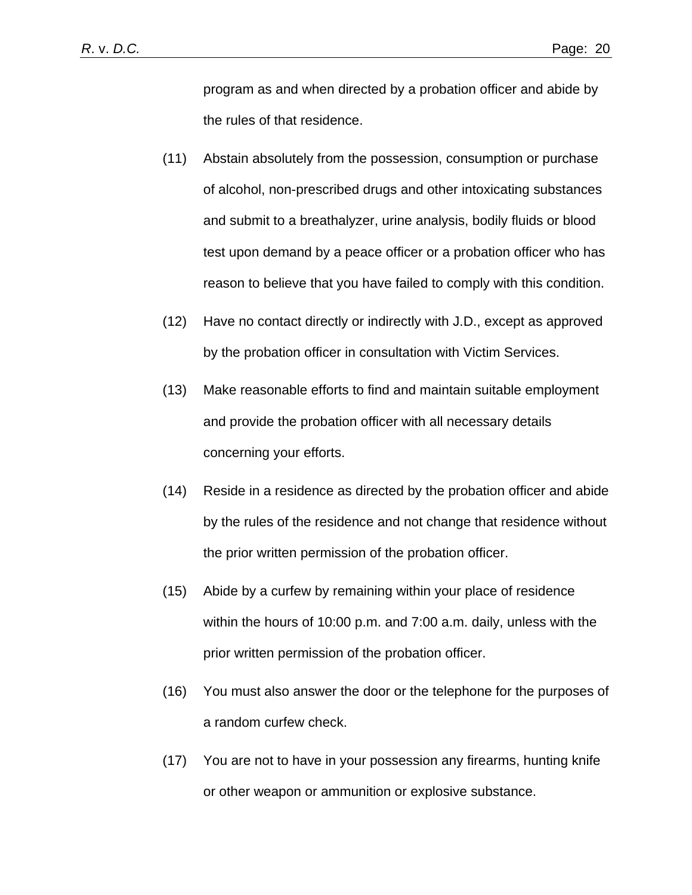program as and when directed by a probation officer and abide by the rules of that residence.

(11) Abstain absolutely from the possession, consumption or purchase of alcohol, non-prescribed drugs and other intoxicating substances and submit to a breathalyzer, urine analysis, bodily fluids or blood test upon demand by a peace officer or a probation officer who has reason to believe that you have failed to comply with this condition.

(12) Have no contact directly or indirectly with J.D., except as approved by the probation officer in consultation with Victim Services.

(13) Make reasonable efforts to find and maintain suitable employment and provide the probation officer with all necessary details concerning your efforts.

(14) Reside in a residence as directed by the probation officer and abide by the rules of the residence and not change that residence without the prior written permission of the probation officer.

(15) Abide by a curfew by remaining within your place of residence within the hours of 10:00 p.m. and 7:00 a.m. daily, unless with the prior written permission of the probation officer.

(16) You must also answer the door or the telephone for the purposes of a random curfew check.

(17) You are not to have in your possession any firearms, hunting knife or other weapon or ammunition or explosive substance.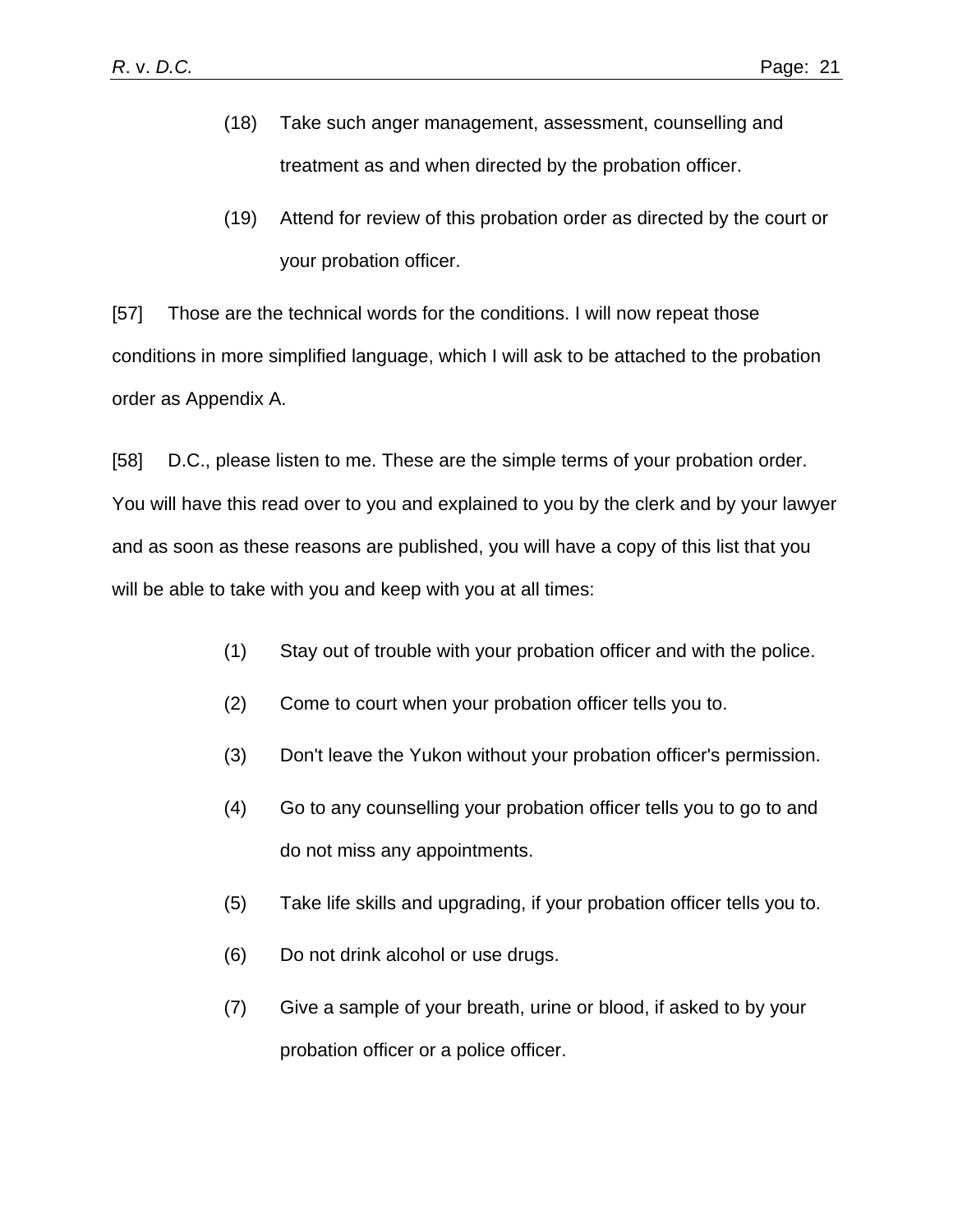(18) Take such anger management, assessment, counselling and treatment as and when directed by the probation officer.

(19) Attend for review of this probation order as directed by the court or your probation officer.

[57] Those are the technical words for the conditions. I will now repeat those conditions in more simplified language, which I will ask to be attached to the probation order as Appendix A.

[58] D.C., please listen to me. These are the simple terms of your probation order. You will have this read over to you and explained to you by the clerk and by your lawyer and as soon as these reasons are published, you will have a copy of this list that you will be able to take with you and keep with you at all times:

(1) Stay out of trouble with your probation officer and with the police.

(2) Come to court when your probation officer tells you to.

(3) Don't leave the Yukon without your probation officer's permission.

(4) Go to any counselling your probation officer tells you to go to and do not miss any appointments.

(5) Take life skills and upgrading, if your probation officer tells you to.

(6) Do not drink alcohol or use drugs.

(7) Give a sample of your breath, urine or blood, if asked to by your probation officer or a police officer.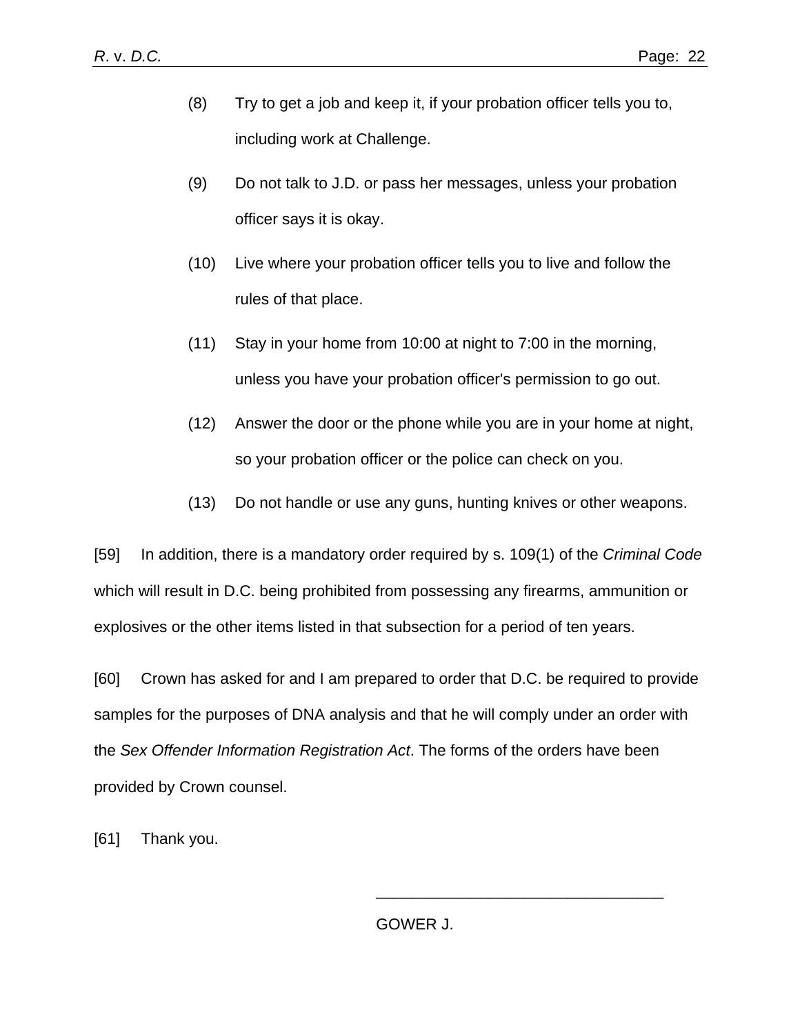(8) Try to get a job and keep it, if your probation officer tells you to, including work at Challenge.

(9) Do not talk to J.D. or pass her messages, unless your probation officer says it is okay.

(10) Live where your probation officer tells you to live and follow the rules of that place.

(11) Stay in your home from 10:00 at night to 7:00 in the morning, unless you have your probation officer's permission to go out.

(12) Answer the door or the phone while you are in your home at night, so your probation officer or the police can check on you.

(13) Do not handle or use any guns, hunting knives or other weapons.

[59] In addition, there is a mandatory order required by s. 109(1) of the *Criminal Code* which will result in D.C. being prohibited from possessing any firearms, ammunition or explosives or the other items listed in that subsection for a period of ten years.

[60] Crown has asked for and I am prepared to order that D.C. be required to provide samples for the purposes of DNA analysis and that he will comply under an order with the *Sex Offender Information Registration Act*. The forms of the orders have been provided by Crown counsel.

[61] Thank you.

\_\_\_\_\_\_\_\_\_\_\_\_\_\_\_\_\_\_\_\_\_\_\_\_\_\_\_\_\_\_\_\_

GOWER J.